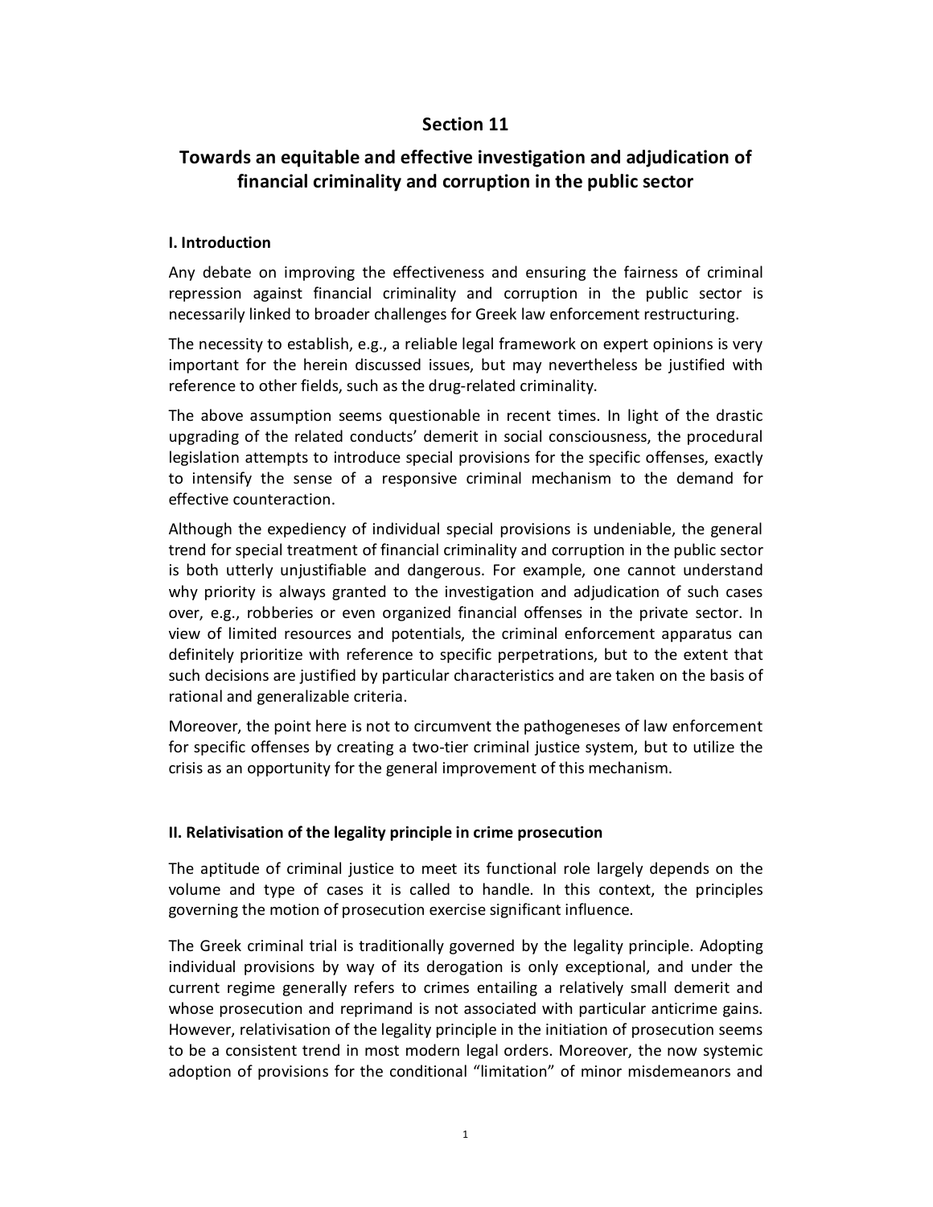# Section 11

# Towards an equitable and effective investigation and adjudication of financial criminality and corruption in the public sector

## I. Introduction

Any debate on improving the effectiveness and ensuring the fairness of criminal repression against financial criminality and corruption in the public sector is necessarily linked to broader challenges for Greek law enforcement restructuring.

The necessity to establish, e.g., a reliable legal framework on expert opinions is very important for the herein discussed issues, but may nevertheless be justified with reference to other fields, such as the drug-related criminality.

The above assumption seems questionable in recent times. In light of the drastic upgrading of the related conducts' demerit in social consciousness, the procedural legislation attempts to introduce special provisions for the specific offenses, exactly to intensify the sense of a responsive criminal mechanism to the demand for effective counteraction.

Although the expediency of individual special provisions is undeniable, the general trend for special treatment of financial criminality and corruption in the public sector is both utterly unjustifiable and dangerous. For example, one cannot understand why priority is always granted to the investigation and adjudication of such cases over, e.g., robberies or even organized financial offenses in the private sector. In view of limited resources and potentials, the criminal enforcement apparatus can definitely prioritize with reference to specific perpetrations, but to the extent that such decisions are justified by particular characteristics and are taken on the basis of rational and generalizable criteria.

Moreover, the point here is not to circumvent the pathogeneses of law enforcement for specific offenses by creating a two-tier criminal justice system, but to utilize the crisis as an opportunity for the general improvement of this mechanism.

## II. Relativisation of the legality principle in crime prosecution

The aptitude of criminal justice to meet its functional role largely depends on the volume and type of cases it is called to handle. In this context, the principles governing the motion of prosecution exercise significant influence.

The Greek criminal trial is traditionally governed by the legality principle. Adopting individual provisions by way of its derogation is only exceptional, and under the current regime generally refers to crimes entailing a relatively small demerit and whose prosecution and reprimand is not associated with particular anticrime gains. However, relativisation of the legality principle in the initiation of prosecution seems to be a consistent trend in most modern legal orders. Moreover, the now systemic adoption of provisions for the conditional "limitation" of minor misdemeanors and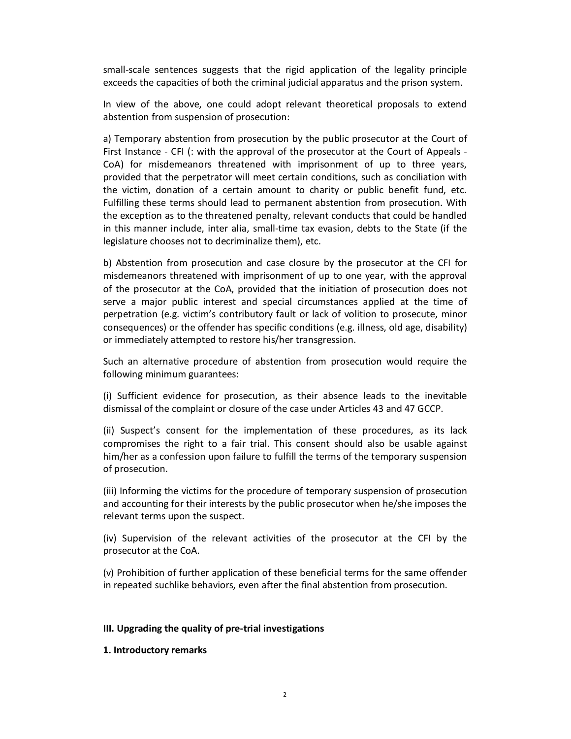small-scale sentences suggests that the rigid application of the legality principle exceeds the capacities of both the criminal judicial apparatus and the prison system.

In view of the above, one could adopt relevant theoretical proposals to extend abstention from suspension of prosecution:

a) Temporary abstention from prosecution by the public prosecutor at the Court of First Instance - CFI (: with the approval of the prosecutor at the Court of Appeals - CoA) for misdemeanors threatened with imprisonment of up to three years, provided that the perpetrator will meet certain conditions, such as conciliation with the victim, donation of a certain amount to charity or public benefit fund, etc. Fulfilling these terms should lead to permanent abstention from prosecution. With the exception as to the threatened penalty, relevant conducts that could be handled in this manner include, inter alia, small-time tax evasion, debts to the State (if the legislature chooses not to decriminalize them), etc.

b) Abstention from prosecution and case closure by the prosecutor at the CFI for misdemeanors threatened with imprisonment of up to one year, with the approval of the prosecutor at the CoA, provided that the initiation of prosecution does not serve a major public interest and special circumstances applied at the time of perpetration (e.g. victim's contributory fault or lack of volition to prosecute, minor consequences) or the offender has specific conditions (e.g. illness, old age, disability) or immediately attempted to restore his/her transgression.

Such an alternative procedure of abstention from prosecution would require the following minimum guarantees:

(i) Sufficient evidence for prosecution, as their absence leads to the inevitable dismissal of the complaint or closure of the case under Articles 43 and 47 GCCP.

(ii) Suspect's consent for the implementation of these procedures, as its lack compromises the right to a fair trial. This consent should also be usable against him/her as a confession upon failure to fulfill the terms of the temporary suspension of prosecution.

(iii) Informing the victims for the procedure of temporary suspension of prosecution and accounting for their interests by the public prosecutor when he/she imposes the relevant terms upon the suspect.

(iv) Supervision of the relevant activities of the prosecutor at the CFI by the prosecutor at the CoA.

(v) Prohibition of further application of these beneficial terms for the same offender in repeated suchlike behaviors, even after the final abstention from prosecution.

## III. Upgrading the quality of pre-trial investigations

### 1. Introductory remarks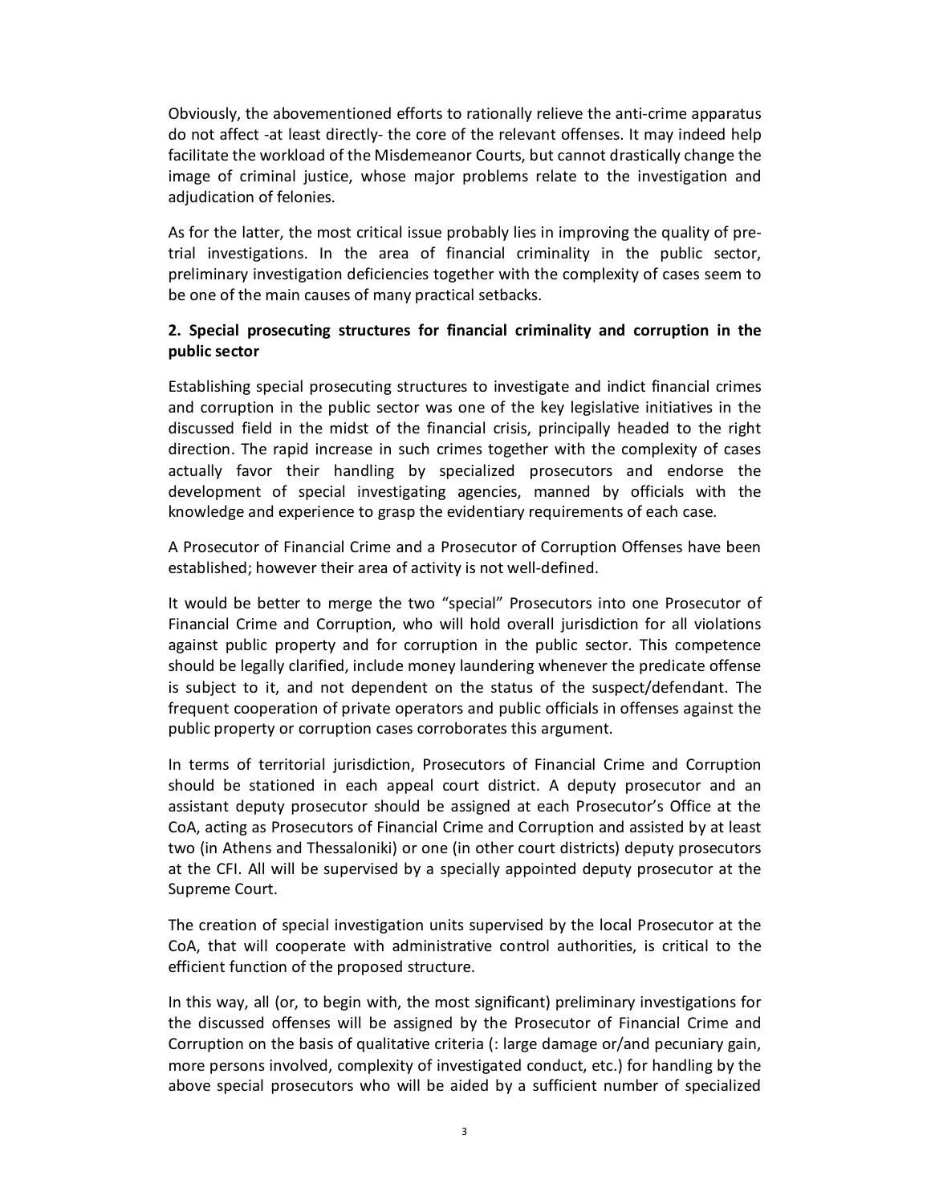Obviously, the abovementioned efforts to rationally relieve the anti-crime apparatus do not affect -at least directly- the core of the relevant offenses. It may indeed help facilitate the workload of the Misdemeanor Courts, but cannot drastically change the image of criminal justice, whose major problems relate to the investigation and adjudication of felonies.

As for the latter, the most critical issue probably lies in improving the quality of pre-trial investigations. In the area of financial criminality in the public sector, preliminary investigation deficiencies together with the complexity of cases seem to be one of the main causes of many practical setbacks.

## 2. Special prosecuting structures for financial criminality and corruption in the public sector

Establishing special prosecuting structures to investigate and indict financial crimes and corruption in the public sector was one of the key legislative initiatives in the discussed field in the midst of the financial crisis, principally headed to the right direction. The rapid increase in such crimes together with the complexity of cases actually favor their handling by specialized prosecutors and endorse the development of special investigating agencies, manned by officials with the knowledge and experience to grasp the evidentiary requirements of each case.

A Prosecutor of Financial Crime and a Prosecutor of Corruption Offenses have been established; however their area of activity is not well-defined.

It would be better to merge the two "special" Prosecutors into one Prosecutor of Financial Crime and Corruption, who will hold overall jurisdiction for all violations against public property and for corruption in the public sector. This competence should be legally clarified, include money laundering whenever the predicate offense is subject to it, and not dependent on the status of the suspect/defendant. The frequent cooperation of private operators and public officials in offenses against the public property or corruption cases corroborates this argument.

In terms of territorial jurisdiction, Prosecutors of Financial Crime and Corruption should be stationed in each appeal court district. A deputy prosecutor and an assistant deputy prosecutor should be assigned at each Prosecutor's Office at the CoA, acting as Prosecutors of Financial Crime and Corruption and assisted by at least two (in Athens and Thessaloniki) or one (in other court districts) deputy prosecutors at the CFI. All will be supervised by a specially appointed deputy prosecutor at the Supreme Court.

The creation of special investigation units supervised by the local Prosecutor at the CoA, that will cooperate with administrative control authorities, is critical to the efficient function of the proposed structure.

In this way, all (or, to begin with, the most significant) preliminary investigations for the discussed offenses will be assigned by the Prosecutor of Financial Crime and Corruption on the basis of qualitative criteria (: large damage or/and pecuniary gain, more persons involved, complexity of investigated conduct, etc.) for handling by the above special prosecutors who will be aided by a sufficient number of specialized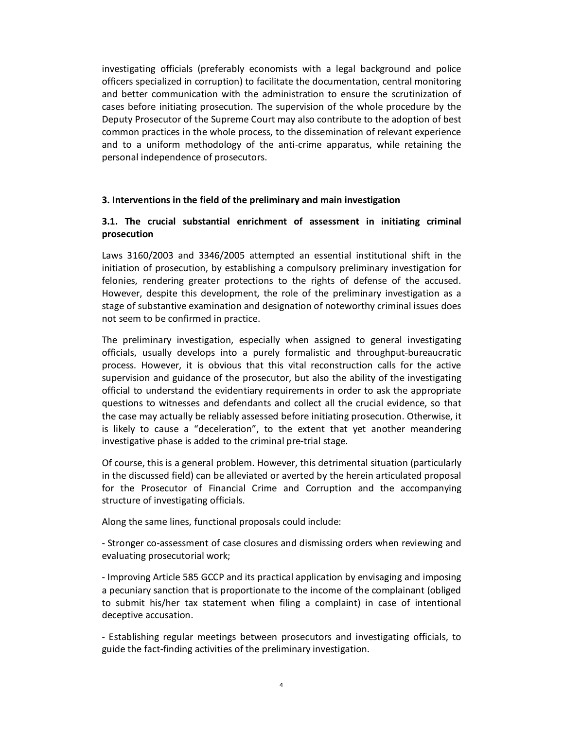investigating officials (preferably economists with a legal background and police officers specialized in corruption) to facilitate the documentation, central monitoring and better communication with the administration to ensure the scrutinization of cases before initiating prosecution. The supervision of the whole procedure by the Deputy Prosecutor of the Supreme Court may also contribute to the adoption of best common practices in the whole process, to the dissemination of relevant experience and to a uniform methodology of the anti-crime apparatus, while retaining the personal independence of prosecutors.

## 3. Interventions in the field of the preliminary and main investigation

### 3.1. The crucial substantial enrichment of assessment in initiating criminal prosecution

Laws 3160/2003 and 3346/2005 attempted an essential institutional shift in the initiation of prosecution, by establishing a compulsory preliminary investigation for felonies, rendering greater protections to the rights of defense of the accused. However, despite this development, the role of the preliminary investigation as a stage of substantive examination and designation of noteworthy criminal issues does not seem to be confirmed in practice.

The preliminary investigation, especially when assigned to general investigating officials, usually develops into a purely formalistic and throughput-bureaucratic process. However, it is obvious that this vital reconstruction calls for the active supervision and guidance of the prosecutor, but also the ability of the investigating official to understand the evidentiary requirements in order to ask the appropriate questions to witnesses and defendants and collect all the crucial evidence, so that the case may actually be reliably assessed before initiating prosecution. Otherwise, it is likely to cause a "deceleration", to the extent that yet another meandering investigative phase is added to the criminal pre-trial stage.

Of course, this is a general problem. However, this detrimental situation (particularly in the discussed field) can be alleviated or averted by the herein articulated proposal for the Prosecutor of Financial Crime and Corruption and the accompanying structure of investigating officials.

Along the same lines, functional proposals could include:

- Stronger co-assessment of case closures and dismissing orders when reviewing and evaluating prosecutorial work;

- Improving Article 585 GCCP and its practical application by envisaging and imposing a pecuniary sanction that is proportionate to the income of the complainant (obliged to submit his/her tax statement when filing a complaint) in case of intentional deceptive accusation.

- Establishing regular meetings between prosecutors and investigating officials, to guide the fact-finding activities of the preliminary investigation.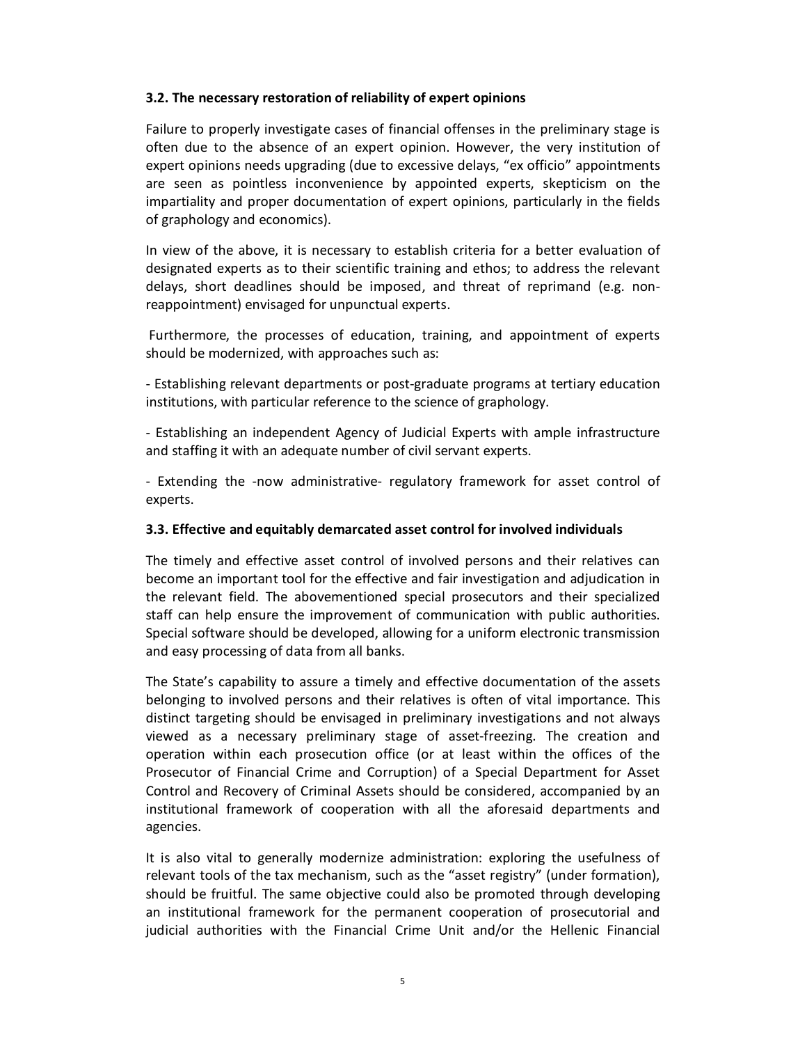### 3.2. The necessary restoration of reliability of expert opinions

Failure to properly investigate cases of financial offenses in the preliminary stage is often due to the absence of an expert opinion. However, the very institution of expert opinions needs upgrading (due to excessive delays, "ex officio" appointments are seen as pointless inconvenience by appointed experts, skepticism on the impartiality and proper documentation of expert opinions, particularly in the fields of graphology and economics).

In view of the above, it is necessary to establish criteria for a better evaluation of designated experts as to their scientific training and ethos; to address the relevant delays, short deadlines should be imposed, and threat of reprimand (e.g. non-reappointment) envisaged for unpunctual experts.

Furthermore, the processes of education, training, and appointment of experts should be modernized, with approaches such as:

- Establishing relevant departments or post-graduate programs at tertiary education institutions, with particular reference to the science of graphology.

- Establishing an independent Agency of Judicial Experts with ample infrastructure and staffing it with an adequate number of civil servant experts.

- Extending the -now administrative- regulatory framework for asset control of experts.

### 3.3. Effective and equitably demarcated asset control for involved individuals

The timely and effective asset control of involved persons and their relatives can become an important tool for the effective and fair investigation and adjudication in the relevant field. The abovementioned special prosecutors and their specialized staff can help ensure the improvement of communication with public authorities. Special software should be developed, allowing for a uniform electronic transmission and easy processing of data from all banks.

The State's capability to assure a timely and effective documentation of the assets belonging to involved persons and their relatives is often of vital importance. This distinct targeting should be envisaged in preliminary investigations and not always viewed as a necessary preliminary stage of asset-freezing. The creation and operation within each prosecution office (or at least within the offices of the Prosecutor of Financial Crime and Corruption) of a Special Department for Asset Control and Recovery of Criminal Assets should be considered, accompanied by an institutional framework of cooperation with all the aforesaid departments and agencies.

It is also vital to generally modernize administration: exploring the usefulness of relevant tools of the tax mechanism, such as the "asset registry" (under formation), should be fruitful. The same objective could also be promoted through developing an institutional framework for the permanent cooperation of prosecutorial and judicial authorities with the Financial Crime Unit and/or the Hellenic Financial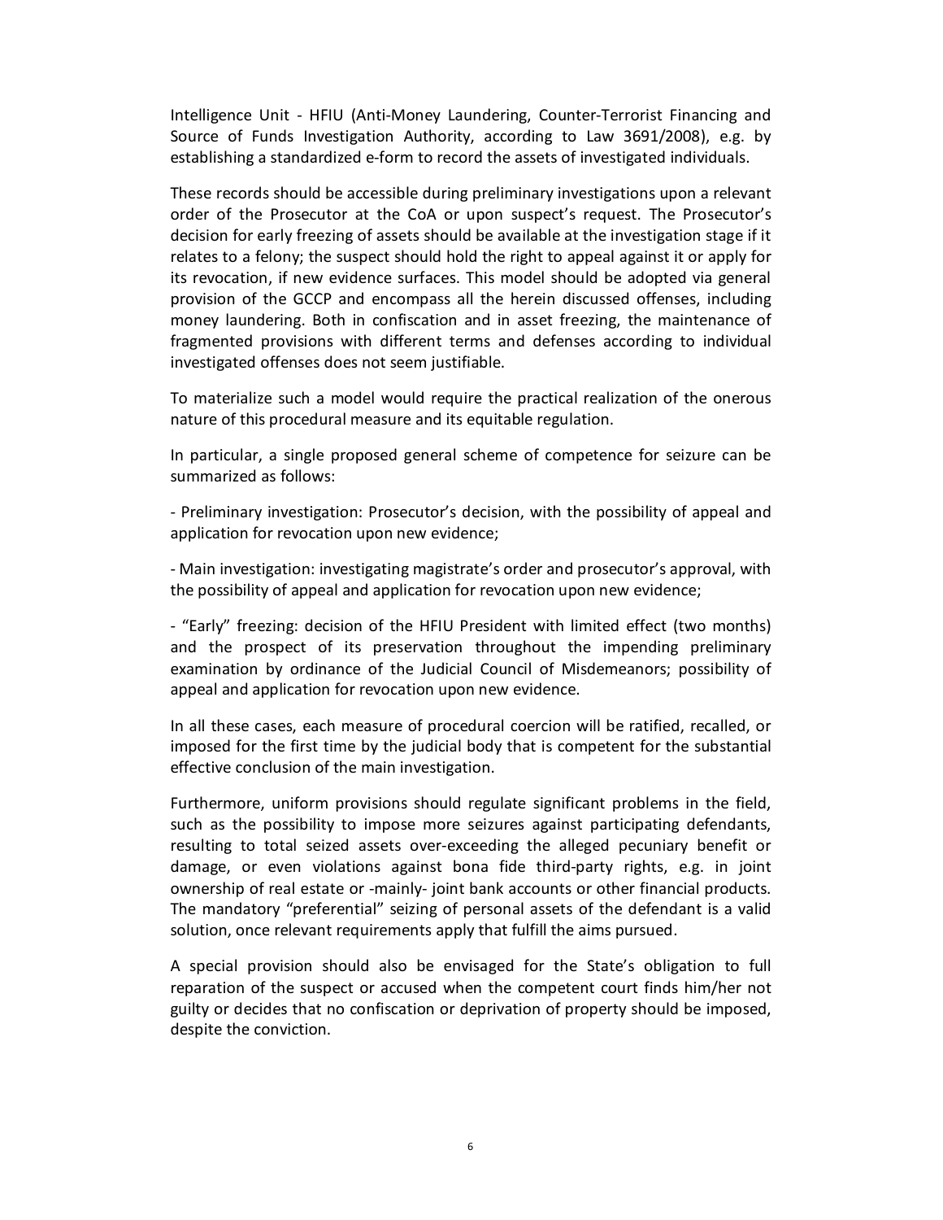Intelligence Unit - HFIU (Anti-Money Laundering, Counter-Terrorist Financing and Source of Funds Investigation Authority, according to Law 3691/2008), e.g. by establishing a standardized e-form to record the assets of investigated individuals.

These records should be accessible during preliminary investigations upon a relevant order of the Prosecutor at the CoA or upon suspect's request. The Prosecutor's decision for early freezing of assets should be available at the investigation stage if it relates to a felony; the suspect should hold the right to appeal against it or apply for its revocation, if new evidence surfaces. This model should be adopted via general provision of the GCCP and encompass all the herein discussed offenses, including money laundering. Both in confiscation and in asset freezing, the maintenance of fragmented provisions with different terms and defenses according to individual investigated offenses does not seem justifiable.

To materialize such a model would require the practical realization of the onerous nature of this procedural measure and its equitable regulation.

In particular, a single proposed general scheme of competence for seizure can be summarized as follows:

- Preliminary investigation: Prosecutor's decision, with the possibility of appeal and application for revocation upon new evidence;

- Main investigation: investigating magistrate's order and prosecutor's approval, with the possibility of appeal and application for revocation upon new evidence;

- "Early" freezing: decision of the HFIU President with limited effect (two months) and the prospect of its preservation throughout the impending preliminary examination by ordinance of the Judicial Council of Misdemeanors; possibility of appeal and application for revocation upon new evidence.

In all these cases, each measure of procedural coercion will be ratified, recalled, or imposed for the first time by the judicial body that is competent for the substantial effective conclusion of the main investigation.

Furthermore, uniform provisions should regulate significant problems in the field, such as the possibility to impose more seizures against participating defendants, resulting to total seized assets over-exceeding the alleged pecuniary benefit or damage, or even violations against bona fide third-party rights, e.g. in joint ownership of real estate or -mainly- joint bank accounts or other financial products. The mandatory "preferential" seizing of personal assets of the defendant is a valid solution, once relevant requirements apply that fulfill the aims pursued.

A special provision should also be envisaged for the State's obligation to full reparation of the suspect or accused when the competent court finds him/her not guilty or decides that no confiscation or deprivation of property should be imposed, despite the conviction.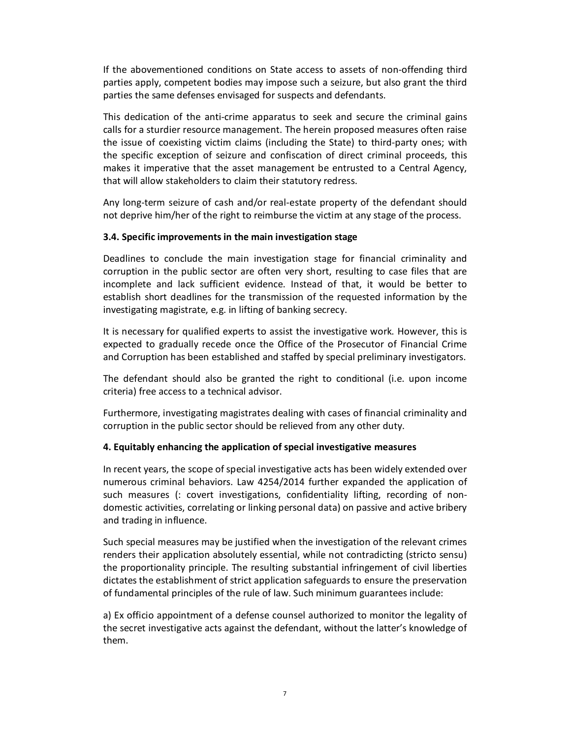If the abovementioned conditions on State access to assets of non-offending third parties apply, competent bodies may impose such a seizure, but also grant the third parties the same defenses envisaged for suspects and defendants.

This dedication of the anti-crime apparatus to seek and secure the criminal gains calls for a sturdier resource management. The herein proposed measures often raise the issue of coexisting victim claims (including the State) to third-party ones; with the specific exception of seizure and confiscation of direct criminal proceeds, this makes it imperative that the asset management be entrusted to a Central Agency, that will allow stakeholders to claim their statutory redress.

Any long-term seizure of cash and/or real-estate property of the defendant should not deprive him/her of the right to reimburse the victim at any stage of the process.

### 3.4. Specific improvements in the main investigation stage

Deadlines to conclude the main investigation stage for financial criminality and corruption in the public sector are often very short, resulting to case files that are incomplete and lack sufficient evidence. Instead of that, it would be better to establish short deadlines for the transmission of the requested information by the investigating magistrate, e.g. in lifting of banking secrecy.

It is necessary for qualified experts to assist the investigative work. However, this is expected to gradually recede once the Office of the Prosecutor of Financial Crime and Corruption has been established and staffed by special preliminary investigators.

The defendant should also be granted the right to conditional (i.e. upon income criteria) free access to a technical advisor.

Furthermore, investigating magistrates dealing with cases of financial criminality and corruption in the public sector should be relieved from any other duty.

## 4. Equitably enhancing the application of special investigative measures

In recent years, the scope of special investigative acts has been widely extended over numerous criminal behaviors. Law 4254/2014 further expanded the application of such measures (: covert investigations, confidentiality lifting, recording of non-domestic activities, correlating or linking personal data) on passive and active bribery and trading in influence.

Such special measures may be justified when the investigation of the relevant crimes renders their application absolutely essential, while not contradicting (stricto sensu) the proportionality principle. The resulting substantial infringement of civil liberties dictates the establishment of strict application safeguards to ensure the preservation of fundamental principles of the rule of law. Such minimum guarantees include:

a) Ex officio appointment of a defense counsel authorized to monitor the legality of the secret investigative acts against the defendant, without the latter's knowledge of them.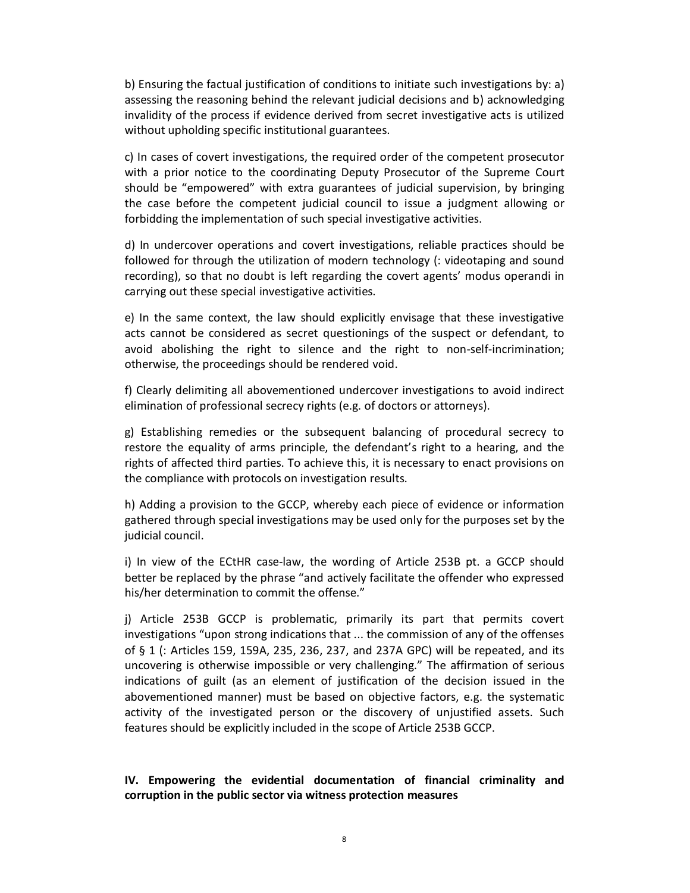b) Ensuring the factual justification of conditions to initiate such investigations by: a) assessing the reasoning behind the relevant judicial decisions and b) acknowledging invalidity of the process if evidence derived from secret investigative acts is utilized without upholding specific institutional guarantees.

c) In cases of covert investigations, the required order of the competent prosecutor with a prior notice to the coordinating Deputy Prosecutor of the Supreme Court should be "empowered" with extra guarantees of judicial supervision, by bringing the case before the competent judicial council to issue a judgment allowing or forbidding the implementation of such special investigative activities.

d) In undercover operations and covert investigations, reliable practices should be followed for through the utilization of modern technology (: videotaping and sound recording), so that no doubt is left regarding the covert agents' modus operandi in carrying out these special investigative activities.

e) In the same context, the law should explicitly envisage that these investigative acts cannot be considered as secret questionings of the suspect or defendant, to avoid abolishing the right to silence and the right to non-self-incrimination; otherwise, the proceedings should be rendered void.

f) Clearly delimiting all abovementioned undercover investigations to avoid indirect elimination of professional secrecy rights (e.g. of doctors or attorneys).

g) Establishing remedies or the subsequent balancing of procedural secrecy to restore the equality of arms principle, the defendant's right to a hearing, and the rights of affected third parties. To achieve this, it is necessary to enact provisions on the compliance with protocols on investigation results.

h) Adding a provision to the GCCP, whereby each piece of evidence or information gathered through special investigations may be used only for the purposes set by the judicial council.

i) In view of the ECtHR case-law, the wording of Article 253B pt. a GCCP should better be replaced by the phrase "and actively facilitate the offender who expressed his/her determination to commit the offense."

j) Article 253B GCCP is problematic, primarily its part that permits covert investigations "upon strong indications that ... the commission of any of the offenses of § 1 (: Articles 159, 159A, 235, 236, 237, and 237A GPC) will be repeated, and its uncovering is otherwise impossible or very challenging." The affirmation of serious indications of guilt (as an element of justification of the decision issued in the abovementioned manner) must be based on objective factors, e.g. the systematic activity of the investigated person or the discovery of unjustified assets. Such features should be explicitly included in the scope of Article 253B GCCP.

## IV. Empowering the evidential documentation of financial criminality and corruption in the public sector via witness protection measures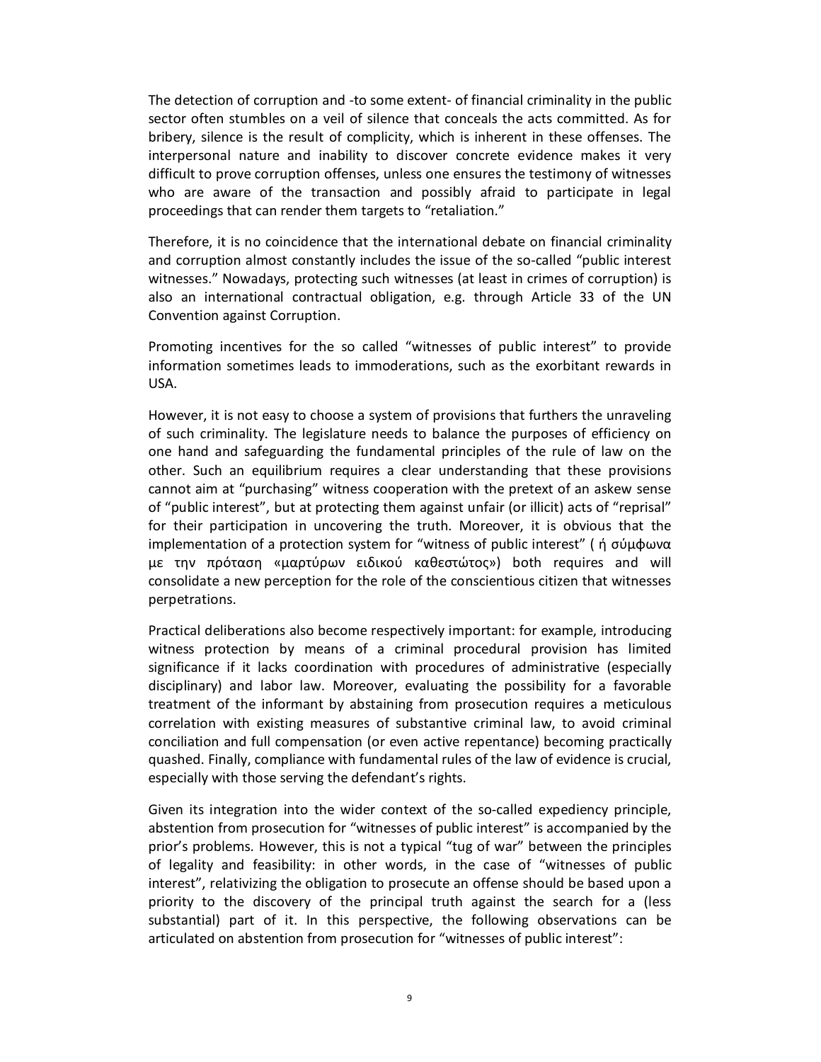The detection of corruption and -to some extent- of financial criminality in the public sector often stumbles on a veil of silence that conceals the acts committed. As for bribery, silence is the result of complicity, which is inherent in these offenses. The interpersonal nature and inability to discover concrete evidence makes it very difficult to prove corruption offenses, unless one ensures the testimony of witnesses who are aware of the transaction and possibly afraid to participate in legal proceedings that can render them targets to "retaliation."

Therefore, it is no coincidence that the international debate on financial criminality and corruption almost constantly includes the issue of the so-called "public interest witnesses." Nowadays, protecting such witnesses (at least in crimes of corruption) is also an international contractual obligation, e.g. through Article 33 of the UN Convention against Corruption.

Promoting incentives for the so called "witnesses of public interest" to provide information sometimes leads to immoderations, such as the exorbitant rewards in USA.

However, it is not easy to choose a system of provisions that furthers the unraveling of such criminality. The legislature needs to balance the purposes of efficiency on one hand and safeguarding the fundamental principles of the rule of law on the other. Such an equilibrium requires a clear understanding that these provisions cannot aim at "purchasing" witness cooperation with the pretext of an askew sense of "public interest", but at protecting them against unfair (or illicit) acts of "reprisal" for their participation in uncovering the truth. Moreover, it is obvious that the implementation of a protection system for "witness of public interest" ( ή σύμφωνα με την πρόταση «μαρτύρων ειδικού καθεστώτος») both requires and will consolidate a new perception for the role of the conscientious citizen that witnesses perpetrations.

Practical deliberations also become respectively important: for example, introducing witness protection by means of a criminal procedural provision has limited significance if it lacks coordination with procedures of administrative (especially disciplinary) and labor law. Moreover, evaluating the possibility for a favorable treatment of the informant by abstaining from prosecution requires a meticulous correlation with existing measures of substantive criminal law, to avoid criminal conciliation and full compensation (or even active repentance) becoming practically quashed. Finally, compliance with fundamental rules of the law of evidence is crucial, especially with those serving the defendant's rights.

Given its integration into the wider context of the so-called expediency principle, abstention from prosecution for "witnesses of public interest" is accompanied by the prior's problems. However, this is not a typical "tug of war" between the principles of legality and feasibility: in other words, in the case of "witnesses of public interest", relativizing the obligation to prosecute an offense should be based upon a priority to the discovery of the principal truth against the search for a (less substantial) part of it. In this perspective, the following observations can be articulated on abstention from prosecution for "witnesses of public interest":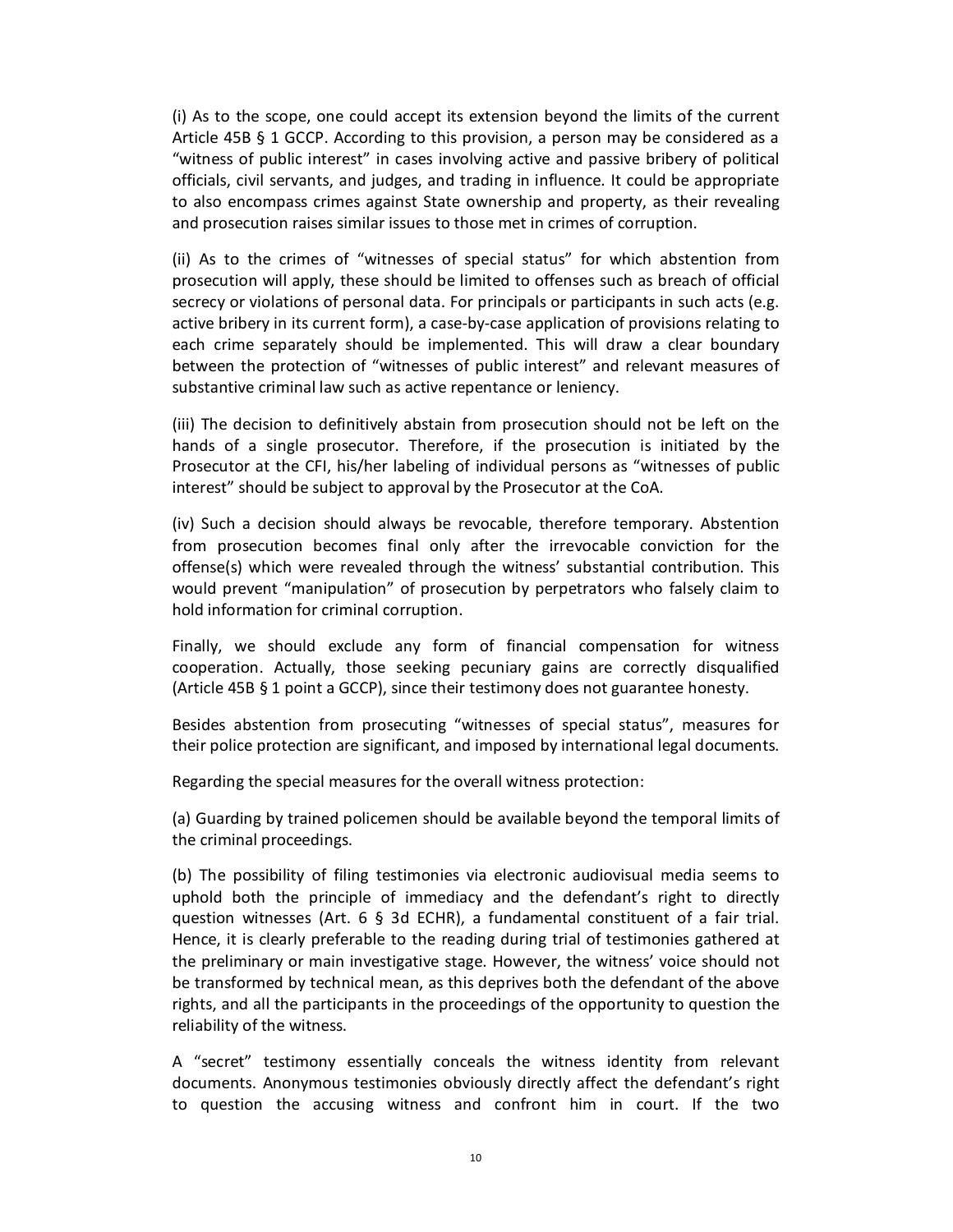(i) As to the scope, one could accept its extension beyond the limits of the current Article 45B § 1 GCCP. According to this provision, a person may be considered as a "witness of public interest" in cases involving active and passive bribery of political officials, civil servants, and judges, and trading in influence. It could be appropriate to also encompass crimes against State ownership and property, as their revealing and prosecution raises similar issues to those met in crimes of corruption.

(ii) As to the crimes of "witnesses of special status" for which abstention from prosecution will apply, these should be limited to offenses such as breach of official secrecy or violations of personal data. For principals or participants in such acts (e.g. active bribery in its current form), a case-by-case application of provisions relating to each crime separately should be implemented. This will draw a clear boundary between the protection of "witnesses of public interest" and relevant measures of substantive criminal law such as active repentance or leniency.

(iii) The decision to definitively abstain from prosecution should not be left on the hands of a single prosecutor. Therefore, if the prosecution is initiated by the Prosecutor at the CFI, his/her labeling of individual persons as "witnesses of public interest" should be subject to approval by the Prosecutor at the CoA.

(iv) Such a decision should always be revocable, therefore temporary. Abstention from prosecution becomes final only after the irrevocable conviction for the offense(s) which were revealed through the witness' substantial contribution. This would prevent "manipulation" of prosecution by perpetrators who falsely claim to hold information for criminal corruption.

Finally, we should exclude any form of financial compensation for witness cooperation. Actually, those seeking pecuniary gains are correctly disqualified (Article 45B § 1 point a GCCP), since their testimony does not guarantee honesty.

Besides abstention from prosecuting "witnesses of special status", measures for their police protection are significant, and imposed by international legal documents.

Regarding the special measures for the overall witness protection:

(a) Guarding by trained policemen should be available beyond the temporal limits of the criminal proceedings.

(b) The possibility of filing testimonies via electronic audiovisual media seems to uphold both the principle of immediacy and the defendant's right to directly question witnesses (Art. 6 § 3d ECHR), a fundamental constituent of a fair trial. Hence, it is clearly preferable to the reading during trial of testimonies gathered at the preliminary or main investigative stage. However, the witness' voice should not be transformed by technical mean, as this deprives both the defendant of the above rights, and all the participants in the proceedings of the opportunity to question the reliability of the witness.

A "secret" testimony essentially conceals the witness identity from relevant documents. Anonymous testimonies obviously directly affect the defendant's right to question the accusing witness and confront him in court. If the two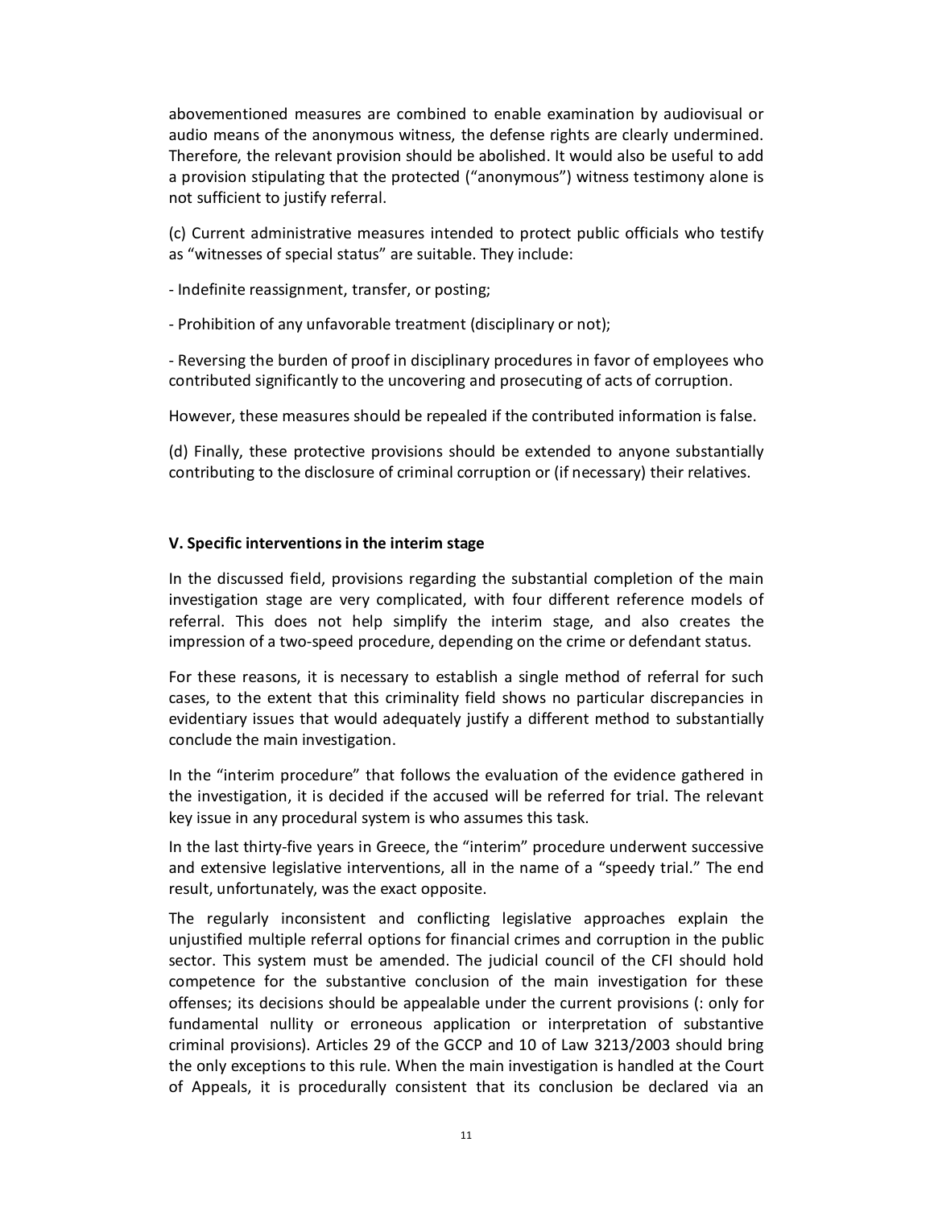abovementioned measures are combined to enable examination by audiovisual or audio means of the anonymous witness, the defense rights are clearly undermined. Therefore, the relevant provision should be abolished. It would also be useful to add a provision stipulating that the protected ("anonymous") witness testimony alone is not sufficient to justify referral.

(c) Current administrative measures intended to protect public officials who testify as "witnesses of special status" are suitable. They include:

- Indefinite reassignment, transfer, or posting;

- Prohibition of any unfavorable treatment (disciplinary or not);

- Reversing the burden of proof in disciplinary procedures in favor of employees who contributed significantly to the uncovering and prosecuting of acts of corruption.

However, these measures should be repealed if the contributed information is false.

(d) Finally, these protective provisions should be extended to anyone substantially contributing to the disclosure of criminal corruption or (if necessary) their relatives.

### V. Specific interventions in the interim stage

In the discussed field, provisions regarding the substantial completion of the main investigation stage are very complicated, with four different reference models of referral. This does not help simplify the interim stage, and also creates the impression of a two-speed procedure, depending on the crime or defendant status.

For these reasons, it is necessary to establish a single method of referral for such cases, to the extent that this criminality field shows no particular discrepancies in evidentiary issues that would adequately justify a different method to substantially conclude the main investigation.

In the "interim procedure" that follows the evaluation of the evidence gathered in the investigation, it is decided if the accused will be referred for trial. The relevant key issue in any procedural system is who assumes this task.

In the last thirty-five years in Greece, the "interim" procedure underwent successive and extensive legislative interventions, all in the name of a "speedy trial." The end result, unfortunately, was the exact opposite.

The regularly inconsistent and conflicting legislative approaches explain the unjustified multiple referral options for financial crimes and corruption in the public sector. This system must be amended. The judicial council of the CFI should hold competence for the substantive conclusion of the main investigation for these offenses; its decisions should be appealable under the current provisions (: only for fundamental nullity or erroneous application or interpretation of substantive criminal provisions). Articles 29 of the GCCP and 10 of Law 3213/2003 should bring the only exceptions to this rule. When the main investigation is handled at the Court of Appeals, it is procedurally consistent that its conclusion be declared via an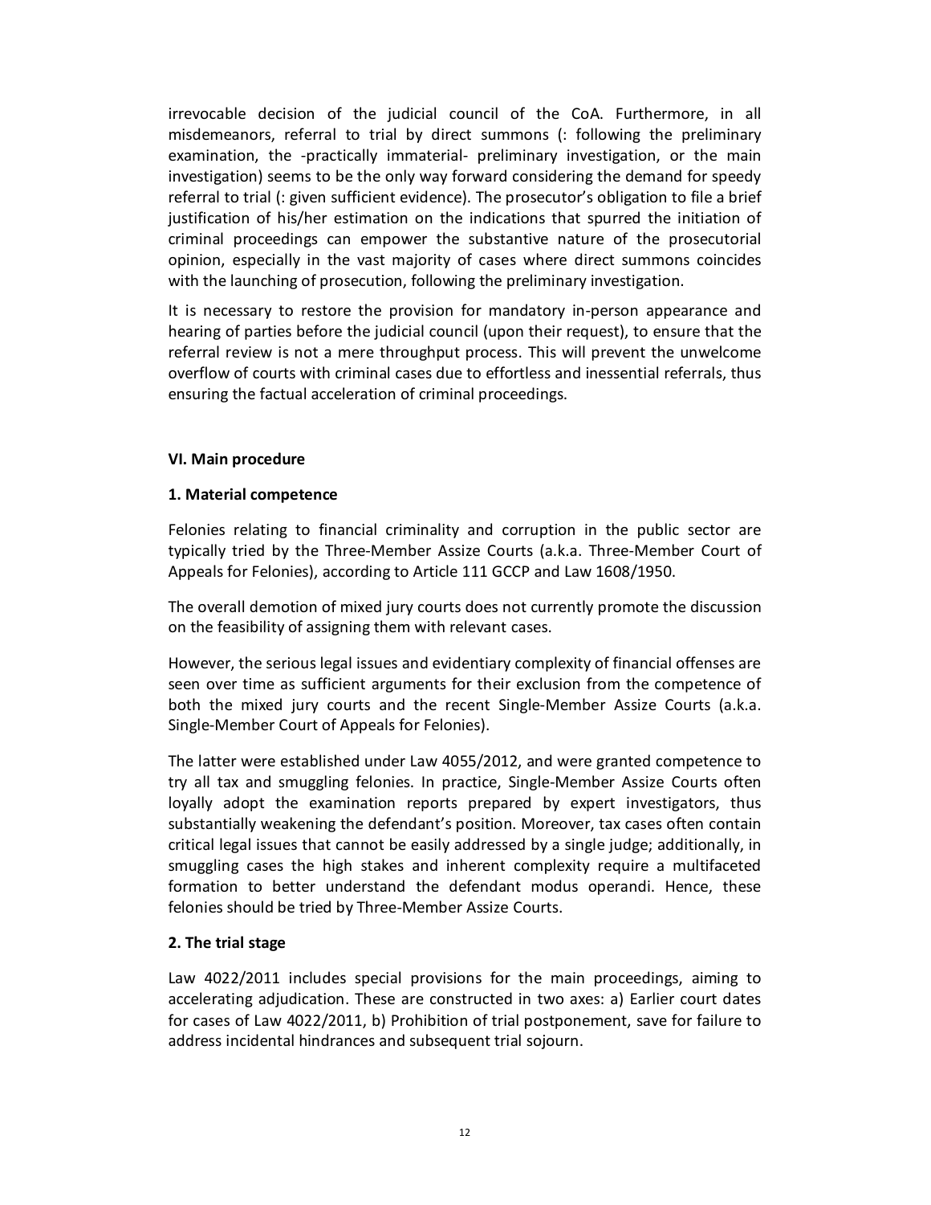irrevocable decision of the judicial council of the CoA. Furthermore, in all misdemeanors, referral to trial by direct summons (: following the preliminary examination, the -practically immaterial- preliminary investigation, or the main investigation) seems to be the only way forward considering the demand for speedy referral to trial (: given sufficient evidence). The prosecutor's obligation to file a brief justification of his/her estimation on the indications that spurred the initiation of criminal proceedings can empower the substantive nature of the prosecutorial opinion, especially in the vast majority of cases where direct summons coincides with the launching of prosecution, following the preliminary investigation.

It is necessary to restore the provision for mandatory in-person appearance and hearing of parties before the judicial council (upon their request), to ensure that the referral review is not a mere throughput process. This will prevent the unwelcome overflow of courts with criminal cases due to effortless and inessential referrals, thus ensuring the factual acceleration of criminal proceedings.

## VI. Main procedure

### 1. Material competence

Felonies relating to financial criminality and corruption in the public sector are typically tried by the Three-Member Assize Courts (a.k.a. Three-Member Court of Appeals for Felonies), according to Article 111 GCCP and Law 1608/1950.

The overall demotion of mixed jury courts does not currently promote the discussion on the feasibility of assigning them with relevant cases.

However, the serious legal issues and evidentiary complexity of financial offenses are seen over time as sufficient arguments for their exclusion from the competence of both the mixed jury courts and the recent Single-Member Assize Courts (a.k.a. Single-Member Court of Appeals for Felonies).

The latter were established under Law 4055/2012, and were granted competence to try all tax and smuggling felonies. In practice, Single-Member Assize Courts often loyally adopt the examination reports prepared by expert investigators, thus substantially weakening the defendant's position. Moreover, tax cases often contain critical legal issues that cannot be easily addressed by a single judge; additionally, in smuggling cases the high stakes and inherent complexity require a multifaceted formation to better understand the defendant modus operandi. Hence, these felonies should be tried by Three-Member Assize Courts.

### 2. The trial stage

Law 4022/2011 includes special provisions for the main proceedings, aiming to accelerating adjudication. These are constructed in two axes: a) Earlier court dates for cases of Law 4022/2011, b) Prohibition of trial postponement, save for failure to address incidental hindrances and subsequent trial sojourn.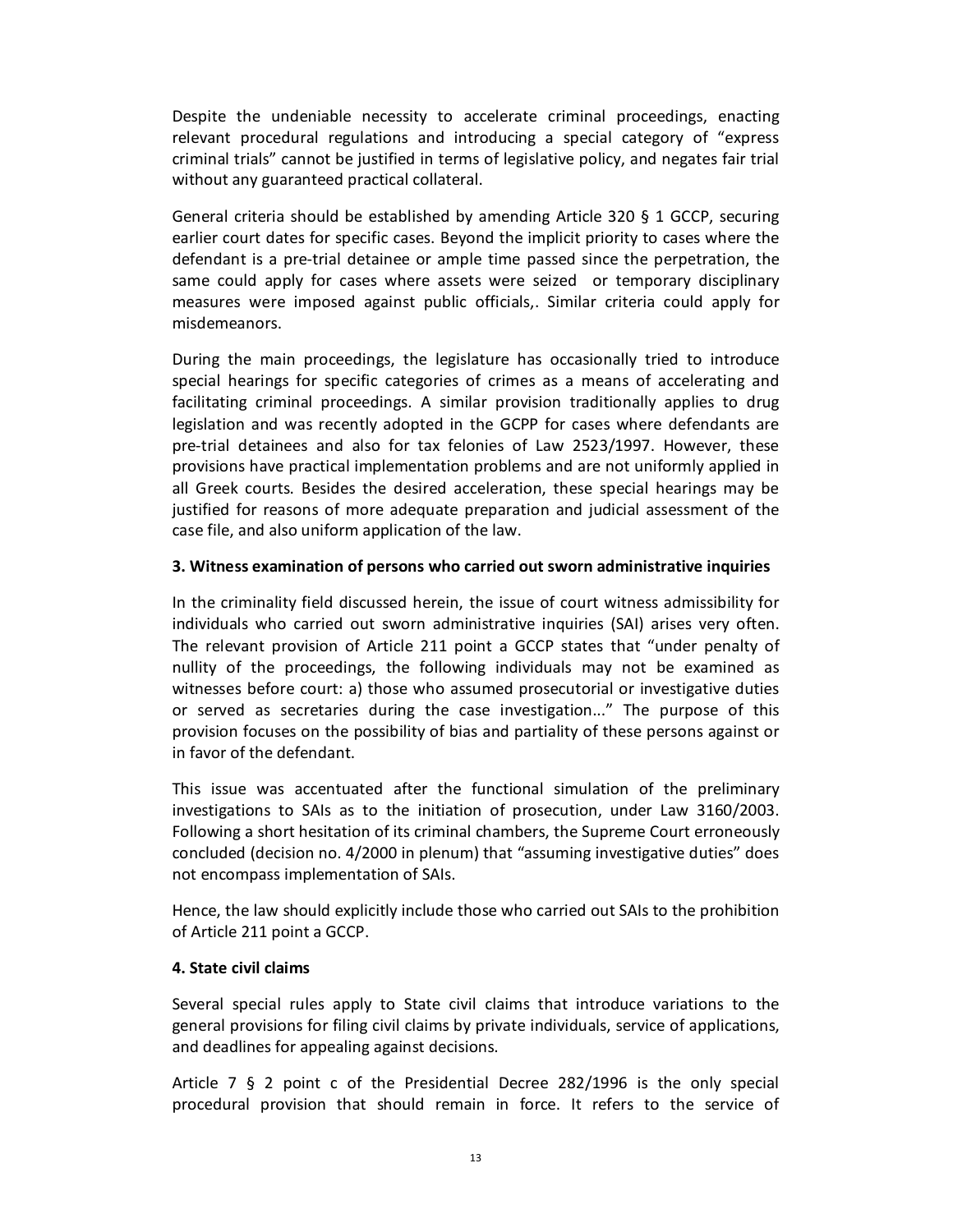Despite the undeniable necessity to accelerate criminal proceedings, enacting relevant procedural regulations and introducing a special category of "express criminal trials" cannot be justified in terms of legislative policy, and negates fair trial without any guaranteed practical collateral.

General criteria should be established by amending Article 320 § 1 GCCP, securing earlier court dates for specific cases. Beyond the implicit priority to cases where the defendant is a pre-trial detainee or ample time passed since the perpetration, the same could apply for cases where assets were seized or temporary disciplinary measures were imposed against public officials,. Similar criteria could apply for misdemeanors.

During the main proceedings, the legislature has occasionally tried to introduce special hearings for specific categories of crimes as a means of accelerating and facilitating criminal proceedings. A similar provision traditionally applies to drug legislation and was recently adopted in the GCPP for cases where defendants are pre-trial detainees and also for tax felonies of Law 2523/1997. However, these provisions have practical implementation problems and are not uniformly applied in all Greek courts. Besides the desired acceleration, these special hearings may be justified for reasons of more adequate preparation and judicial assessment of the case file, and also uniform application of the law.

**3. Witness examination of persons who carried out sworn administrative inquiries**

In the criminality field discussed herein, the issue of court witness admissibility for individuals who carried out sworn administrative inquiries (SAI) arises very often. The relevant provision of Article 211 point a GCCP states that "under penalty of nullity of the proceedings, the following individuals may not be examined as witnesses before court: a) those who assumed prosecutorial or investigative duties or served as secretaries during the case investigation..." The purpose of this provision focuses on the possibility of bias and partiality of these persons against or in favor of the defendant.

This issue was accentuated after the functional simulation of the preliminary investigations to SAIs as to the initiation of prosecution, under Law 3160/2003. Following a short hesitation of its criminal chambers, the Supreme Court erroneously concluded (decision no. 4/2000 in plenum) that "assuming investigative duties" does not encompass implementation of SAIs.

Hence, the law should explicitly include those who carried out SAIs to the prohibition of Article 211 point a GCCP.

**4. State civil claims**

Several special rules apply to State civil claims that introduce variations to the general provisions for filing civil claims by private individuals, service of applications, and deadlines for appealing against decisions.

Article 7 § 2 point c of the Presidential Decree 282/1996 is the only special procedural provision that should remain in force. It refers to the service of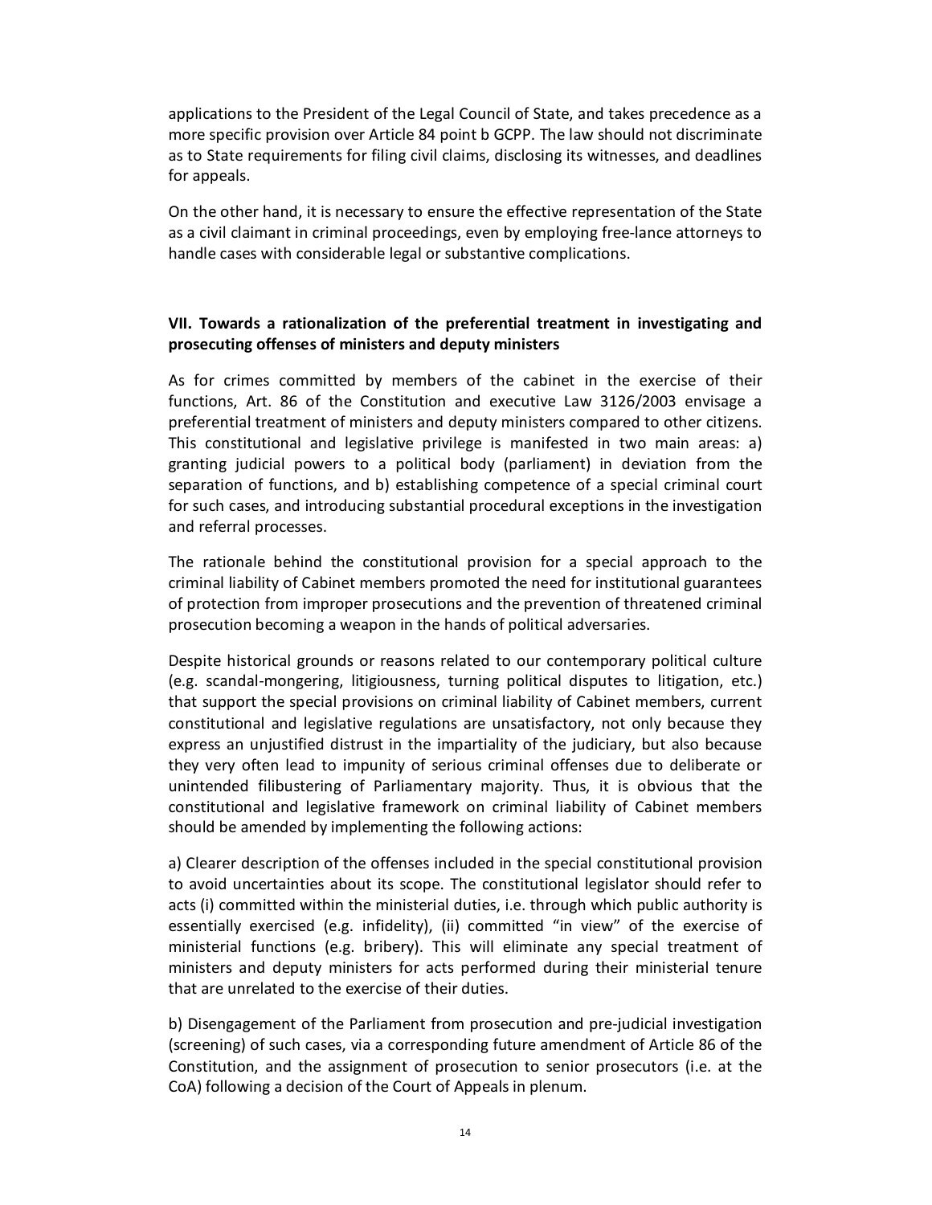applications to the President of the Legal Council of State, and takes precedence as a more specific provision over Article 84 point b GCPP. The law should not discriminate as to State requirements for filing civil claims, disclosing its witnesses, and deadlines for appeals.

On the other hand, it is necessary to ensure the effective representation of the State as a civil claimant in criminal proceedings, even by employing free-lance attorneys to handle cases with considerable legal or substantive complications.

### VII. Towards a rationalization of the preferential treatment in investigating and prosecuting offenses of ministers and deputy ministers

As for crimes committed by members of the cabinet in the exercise of their functions, Art. 86 of the Constitution and executive Law 3126/2003 envisage a preferential treatment of ministers and deputy ministers compared to other citizens. This constitutional and legislative privilege is manifested in two main areas: a) granting judicial powers to a political body (parliament) in deviation from the separation of functions, and b) establishing competence of a special criminal court for such cases, and introducing substantial procedural exceptions in the investigation and referral processes.

The rationale behind the constitutional provision for a special approach to the criminal liability of Cabinet members promoted the need for institutional guarantees of protection from improper prosecutions and the prevention of threatened criminal prosecution becoming a weapon in the hands of political adversaries.

Despite historical grounds or reasons related to our contemporary political culture (e.g. scandal-mongering, litigiousness, turning political disputes to litigation, etc.) that support the special provisions on criminal liability of Cabinet members, current constitutional and legislative regulations are unsatisfactory, not only because they express an unjustified distrust in the impartiality of the judiciary, but also because they very often lead to impunity of serious criminal offenses due to deliberate or unintended filibustering of Parliamentary majority. Thus, it is obvious that the constitutional and legislative framework on criminal liability of Cabinet members should be amended by implementing the following actions:

a) Clearer description of the offenses included in the special constitutional provision to avoid uncertainties about its scope. The constitutional legislator should refer to acts (i) committed within the ministerial duties, i.e. through which public authority is essentially exercised (e.g. infidelity), (ii) committed "in view" of the exercise of ministerial functions (e.g. bribery). This will eliminate any special treatment of ministers and deputy ministers for acts performed during their ministerial tenure that are unrelated to the exercise of their duties.

b) Disengagement of the Parliament from prosecution and pre-judicial investigation (screening) of such cases, via a corresponding future amendment of Article 86 of the Constitution, and the assignment of prosecution to senior prosecutors (i.e. at the CoA) following a decision of the Court of Appeals in plenum.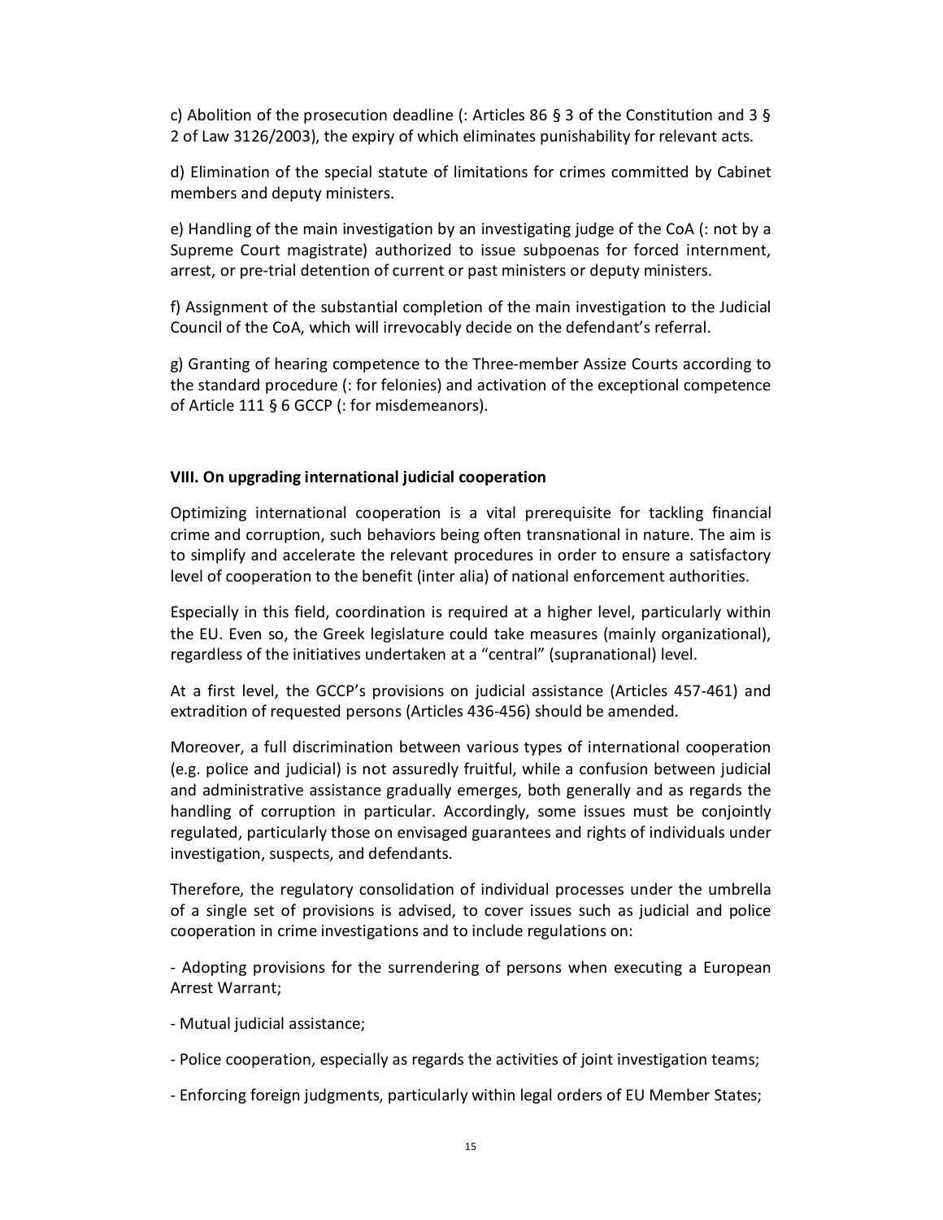c) Abolition of the prosecution deadline (: Articles 86 § 3 of the Constitution and 3 § 2 of Law 3126/2003), the expiry of which eliminates punishability for relevant acts.

d) Elimination of the special statute of limitations for crimes committed by Cabinet members and deputy ministers.

e) Handling of the main investigation by an investigating judge of the CoA (: not by a Supreme Court magistrate) authorized to issue subpoenas for forced internment, arrest, or pre-trial detention of current or past ministers or deputy ministers.

f) Assignment of the substantial completion of the main investigation to the Judicial Council of the CoA, which will irrevocably decide on the defendant's referral.

g) Granting of hearing competence to the Three-member Assize Courts according to the standard procedure (: for felonies) and activation of the exceptional competence of Article 111 § 6 GCCP (: for misdemeanors).

**VIII. On upgrading international judicial cooperation**

Optimizing international cooperation is a vital prerequisite for tackling financial crime and corruption, such behaviors being often transnational in nature. The aim is to simplify and accelerate the relevant procedures in order to ensure a satisfactory level of cooperation to the benefit (inter alia) of national enforcement authorities.

Especially in this field, coordination is required at a higher level, particularly within the EU. Even so, the Greek legislature could take measures (mainly organizational), regardless of the initiatives undertaken at a "central" (supranational) level.

At a first level, the GCCP's provisions on judicial assistance (Articles 457-461) and extradition of requested persons (Articles 436-456) should be amended.

Moreover, a full discrimination between various types of international cooperation (e.g. police and judicial) is not assuredly fruitful, while a confusion between judicial and administrative assistance gradually emerges, both generally and as regards the handling of corruption in particular. Accordingly, some issues must be conjointly regulated, particularly those on envisaged guarantees and rights of individuals under investigation, suspects, and defendants.

Therefore, the regulatory consolidation of individual processes under the umbrella of a single set of provisions is advised, to cover issues such as judicial and police cooperation in crime investigations and to include regulations on:

- Adopting provisions for the surrendering of persons when executing a European Arrest Warrant;

- Mutual judicial assistance;

- Police cooperation, especially as regards the activities of joint investigation teams;

- Enforcing foreign judgments, particularly within legal orders of EU Member States;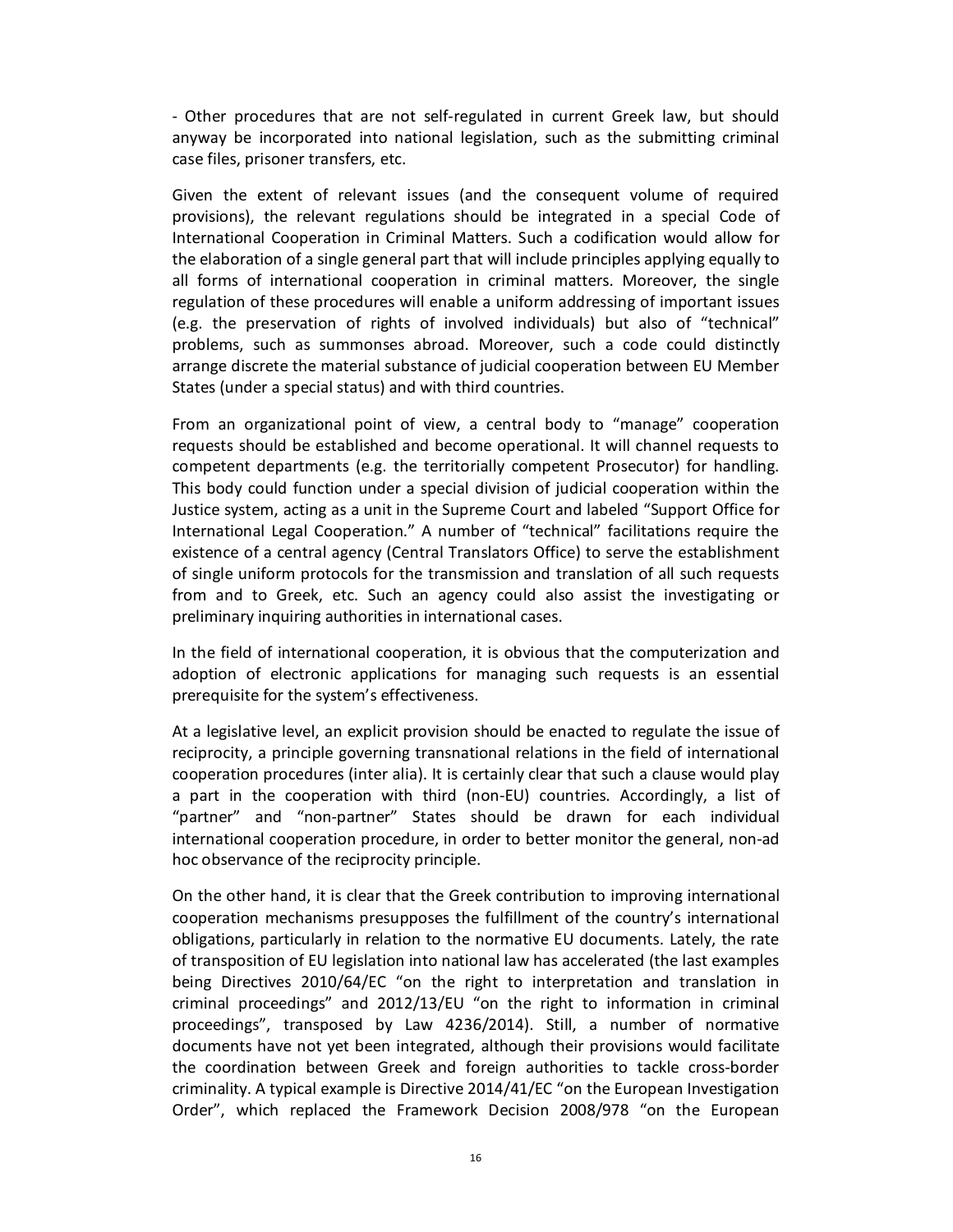- Other procedures that are not self-regulated in current Greek law, but should anyway be incorporated into national legislation, such as the submitting criminal case files, prisoner transfers, etc.

Given the extent of relevant issues (and the consequent volume of required provisions), the relevant regulations should be integrated in a special Code of International Cooperation in Criminal Matters. Such a codification would allow for the elaboration of a single general part that will include principles applying equally to all forms of international cooperation in criminal matters. Moreover, the single regulation of these procedures will enable a uniform addressing of important issues (e.g. the preservation of rights of involved individuals) but also of "technical" problems, such as summonses abroad. Moreover, such a code could distinctly arrange discrete the material substance of judicial cooperation between EU Member States (under a special status) and with third countries.

From an organizational point of view, a central body to "manage" cooperation requests should be established and become operational. It will channel requests to competent departments (e.g. the territorially competent Prosecutor) for handling. This body could function under a special division of judicial cooperation within the Justice system, acting as a unit in the Supreme Court and labeled "Support Office for International Legal Cooperation." A number of "technical" facilitations require the existence of a central agency (Central Translators Office) to serve the establishment of single uniform protocols for the transmission and translation of all such requests from and to Greek, etc. Such an agency could also assist the investigating or preliminary inquiring authorities in international cases.

In the field of international cooperation, it is obvious that the computerization and adoption of electronic applications for managing such requests is an essential prerequisite for the system's effectiveness.

At a legislative level, an explicit provision should be enacted to regulate the issue of reciprocity, a principle governing transnational relations in the field of international cooperation procedures (inter alia). It is certainly clear that such a clause would play a part in the cooperation with third (non-EU) countries. Accordingly, a list of "partner" and "non-partner" States should be drawn for each individual international cooperation procedure, in order to better monitor the general, non-ad hoc observance of the reciprocity principle.

On the other hand, it is clear that the Greek contribution to improving international cooperation mechanisms presupposes the fulfillment of the country's international obligations, particularly in relation to the normative EU documents. Lately, the rate of transposition of EU legislation into national law has accelerated (the last examples being Directives 2010/64/EC "on the right to interpretation and translation in criminal proceedings" and 2012/13/EU "on the right to information in criminal proceedings", transposed by Law 4236/2014). Still, a number of normative documents have not yet been integrated, although their provisions would facilitate the coordination between Greek and foreign authorities to tackle cross-border criminality. A typical example is Directive 2014/41/EC "on the European Investigation Order", which replaced the Framework Decision 2008/978 "on the European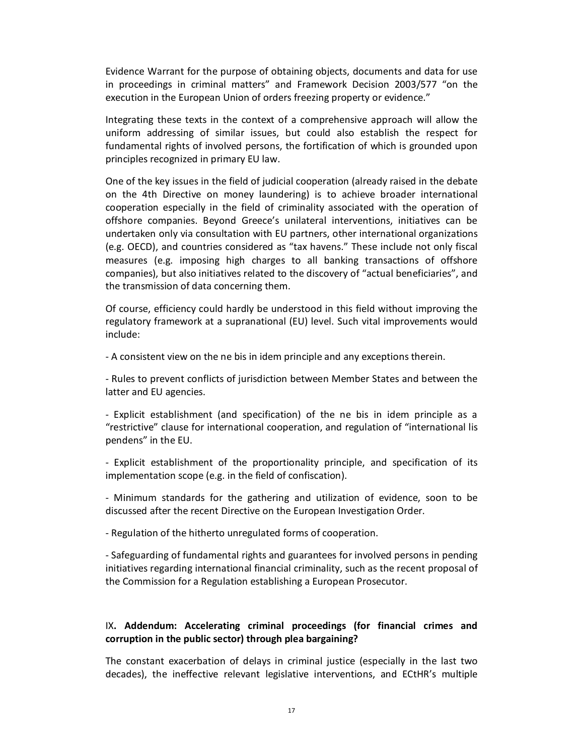Evidence Warrant for the purpose of obtaining objects, documents and data for use in proceedings in criminal matters" and Framework Decision 2003/577 "on the execution in the European Union of orders freezing property or evidence."

Integrating these texts in the context of a comprehensive approach will allow the uniform addressing of similar issues, but could also establish the respect for fundamental rights of involved persons, the fortification of which is grounded upon principles recognized in primary EU law.

One of the key issues in the field of judicial cooperation (already raised in the debate on the 4th Directive on money laundering) is to achieve broader international cooperation especially in the field of criminality associated with the operation of offshore companies. Beyond Greece's unilateral interventions, initiatives can be undertaken only via consultation with EU partners, other international organizations (e.g. OECD), and countries considered as "tax havens." These include not only fiscal measures (e.g. imposing high charges to all banking transactions of offshore companies), but also initiatives related to the discovery of "actual beneficiaries", and the transmission of data concerning them.

Of course, efficiency could hardly be understood in this field without improving the regulatory framework at a supranational (EU) level. Such vital improvements would include:

- A consistent view on the ne bis in idem principle and any exceptions therein.

- Rules to prevent conflicts of jurisdiction between Member States and between the latter and EU agencies.

- Explicit establishment (and specification) of the ne bis in idem principle as a "restrictive" clause for international cooperation, and regulation of "international lis pendens" in the EU.

- Explicit establishment of the proportionality principle, and specification of its implementation scope (e.g. in the field of confiscation).

- Minimum standards for the gathering and utilization of evidence, soon to be discussed after the recent Directive on the European Investigation Order.

- Regulation of the hitherto unregulated forms of cooperation.

- Safeguarding of fundamental rights and guarantees for involved persons in pending initiatives regarding international financial criminality, such as the recent proposal of the Commission for a Regulation establishing a European Prosecutor.

## IX. Addendum: Accelerating criminal proceedings (for financial crimes and corruption in the public sector) through plea bargaining?

The constant exacerbation of delays in criminal justice (especially in the last two decades), the ineffective relevant legislative interventions, and ECtHR's multiple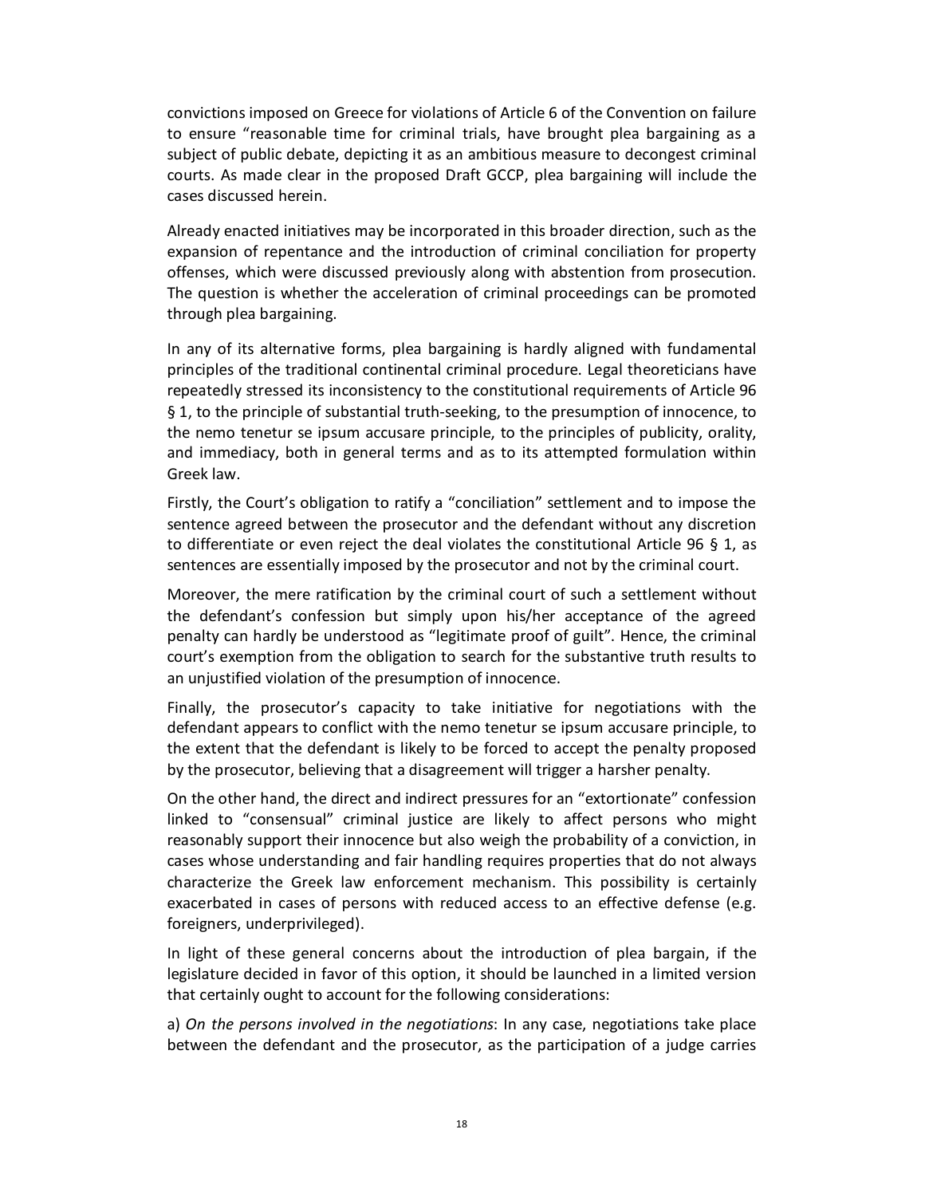convictions imposed on Greece for violations of Article 6 of the Convention on failure to ensure "reasonable time for criminal trials, have brought plea bargaining as a subject of public debate, depicting it as an ambitious measure to decongest criminal courts. As made clear in the proposed Draft GCCP, plea bargaining will include the cases discussed herein.

Already enacted initiatives may be incorporated in this broader direction, such as the expansion of repentance and the introduction of criminal conciliation for property offenses, which were discussed previously along with abstention from prosecution. The question is whether the acceleration of criminal proceedings can be promoted through plea bargaining.

In any of its alternative forms, plea bargaining is hardly aligned with fundamental principles of the traditional continental criminal procedure. Legal theoreticians have repeatedly stressed its inconsistency to the constitutional requirements of Article 96 § 1, to the principle of substantial truth-seeking, to the presumption of innocence, to the nemo tenetur se ipsum accusare principle, to the principles of publicity, orality, and immediacy, both in general terms and as to its attempted formulation within Greek law.

Firstly, the Court's obligation to ratify a "conciliation" settlement and to impose the sentence agreed between the prosecutor and the defendant without any discretion to differentiate or even reject the deal violates the constitutional Article 96 § 1, as sentences are essentially imposed by the prosecutor and not by the criminal court.

Moreover, the mere ratification by the criminal court of such a settlement without the defendant's confession but simply upon his/her acceptance of the agreed penalty can hardly be understood as "legitimate proof of guilt". Hence, the criminal court's exemption from the obligation to search for the substantive truth results to an unjustified violation of the presumption of innocence.

Finally, the prosecutor's capacity to take initiative for negotiations with the defendant appears to conflict with the nemo tenetur se ipsum accusare principle, to the extent that the defendant is likely to be forced to accept the penalty proposed by the prosecutor, believing that a disagreement will trigger a harsher penalty.

On the other hand, the direct and indirect pressures for an "extortionate" confession linked to "consensual" criminal justice are likely to affect persons who might reasonably support their innocence but also weigh the probability of a conviction, in cases whose understanding and fair handling requires properties that do not always characterize the Greek law enforcement mechanism. This possibility is certainly exacerbated in cases of persons with reduced access to an effective defense (e.g. foreigners, underprivileged).

In light of these general concerns about the introduction of plea bargain, if the legislature decided in favor of this option, it should be launched in a limited version that certainly ought to account for the following considerations:

a) *On the persons involved in the negotiations*: In any case, negotiations take place between the defendant and the prosecutor, as the participation of a judge carries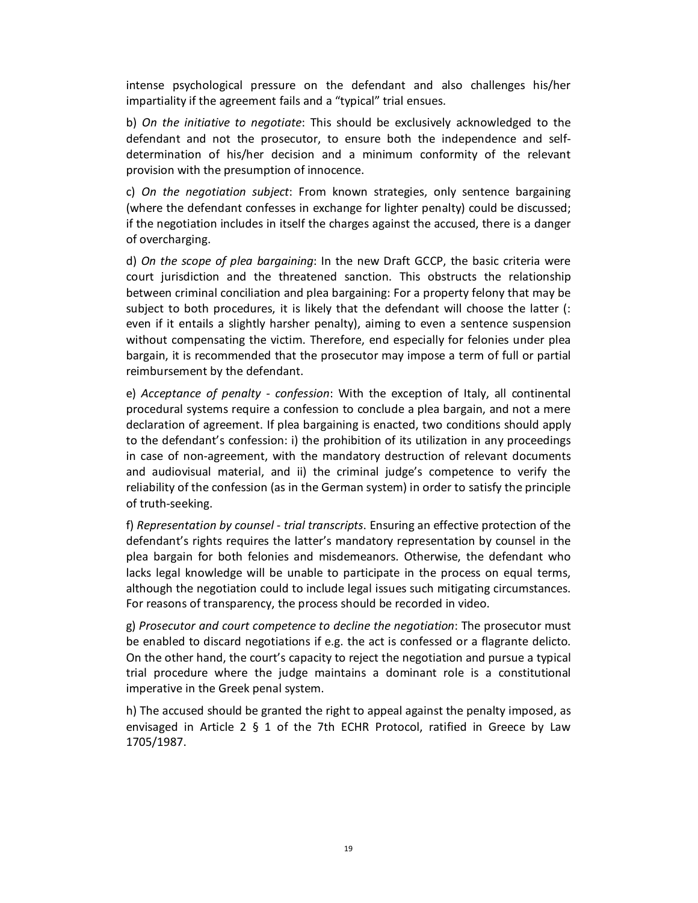intense psychological pressure on the defendant and also challenges his/her impartiality if the agreement fails and a "typical" trial ensues.

b) *On the initiative to negotiate*: This should be exclusively acknowledged to the defendant and not the prosecutor, to ensure both the independence and self-determination of his/her decision and a minimum conformity of the relevant provision with the presumption of innocence.

c) *On the negotiation subject*: From known strategies, only sentence bargaining (where the defendant confesses in exchange for lighter penalty) could be discussed; if the negotiation includes in itself the charges against the accused, there is a danger of overcharging.

d) *On the scope of plea bargaining*: In the new Draft GCCP, the basic criteria were court jurisdiction and the threatened sanction. This obstructs the relationship between criminal conciliation and plea bargaining: For a property felony that may be subject to both procedures, it is likely that the defendant will choose the latter (: even if it entails a slightly harsher penalty), aiming to even a sentence suspension without compensating the victim. Therefore, end especially for felonies under plea bargain, it is recommended that the prosecutor may impose a term of full or partial reimbursement by the defendant.

e) *Acceptance of penalty - confession*: With the exception of Italy, all continental procedural systems require a confession to conclude a plea bargain, and not a mere declaration of agreement. If plea bargaining is enacted, two conditions should apply to the defendant's confession: i) the prohibition of its utilization in any proceedings in case of non-agreement, with the mandatory destruction of relevant documents and audiovisual material, and ii) the criminal judge's competence to verify the reliability of the confession (as in the German system) in order to satisfy the principle of truth-seeking.

f) *Representation by counsel - trial transcripts*. Ensuring an effective protection of the defendant's rights requires the latter's mandatory representation by counsel in the plea bargain for both felonies and misdemeanors. Otherwise, the defendant who lacks legal knowledge will be unable to participate in the process on equal terms, although the negotiation could to include legal issues such mitigating circumstances. For reasons of transparency, the process should be recorded in video.

g) *Prosecutor and court competence to decline the negotiation*: The prosecutor must be enabled to discard negotiations if e.g. the act is confessed or a flagrante delicto. On the other hand, the court's capacity to reject the negotiation and pursue a typical trial procedure where the judge maintains a dominant role is a constitutional imperative in the Greek penal system.

h) The accused should be granted the right to appeal against the penalty imposed, as envisaged in Article 2 § 1 of the 7th ECHR Protocol, ratified in Greece by Law 1705/1987.